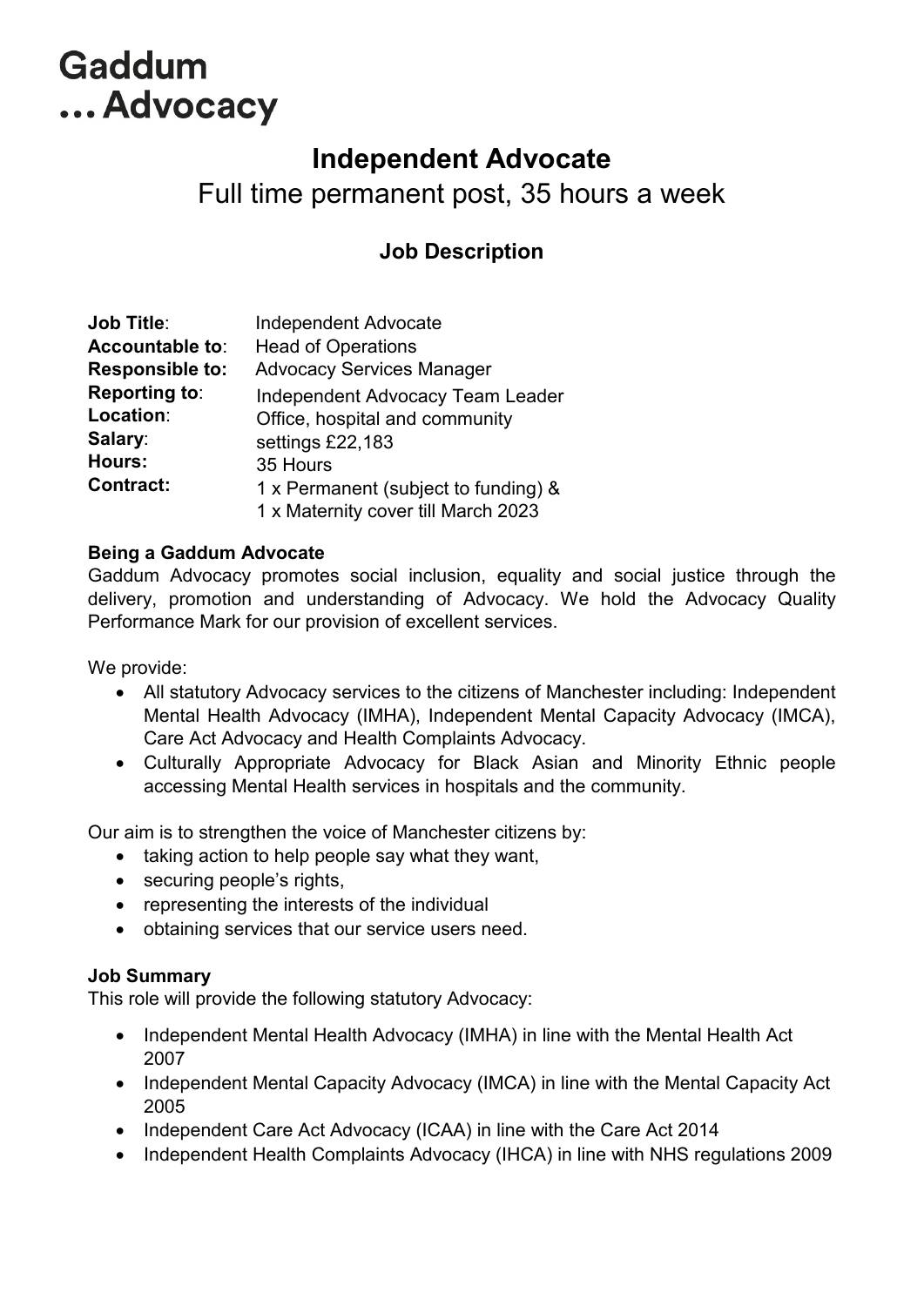# Gaddum …Advocacy

## Independent Advocate

Full time permanent post, 35 hours a week

### Job Description

**Job Title**: Independent Advocate
**Accountable to**: Head of Operations
**Responsible to:** Advocacy Services Manager
**Reporting to**: Independent Advocacy Team Leader
**Location**: Office, hospital and community settings
**Salary**: £22,183
**Hours:** 35 Hours
**Contract:** 1 x Permanent (subject to funding) & 1 x Maternity cover till March 2023

**Being a Gaddum Advocate**

Gaddum Advocacy promotes social inclusion, equality and social justice through the delivery, promotion and understanding of Advocacy. We hold the Advocacy Quality Performance Mark for our provision of excellent services.

We provide:

- All statutory Advocacy services to the citizens of Manchester including: Independent Mental Health Advocacy (IMHA), Independent Mental Capacity Advocacy (IMCA), Care Act Advocacy and Health Complaints Advocacy.
- Culturally Appropriate Advocacy for Black Asian and Minority Ethnic people accessing Mental Health services in hospitals and the community.

Our aim is to strengthen the voice of Manchester citizens by:

- taking action to help people say what they want,
- securing people's rights,
- representing the interests of the individual
- obtaining services that our service users need.

**Job Summary**

This role will provide the following statutory Advocacy:

- Independent Mental Health Advocacy (IMHA) in line with the Mental Health Act 2007
- Independent Mental Capacity Advocacy (IMCA) in line with the Mental Capacity Act 2005
- Independent Care Act Advocacy (ICAA) in line with the Care Act 2014
- Independent Health Complaints Advocacy (IHCA) in line with NHS regulations 2009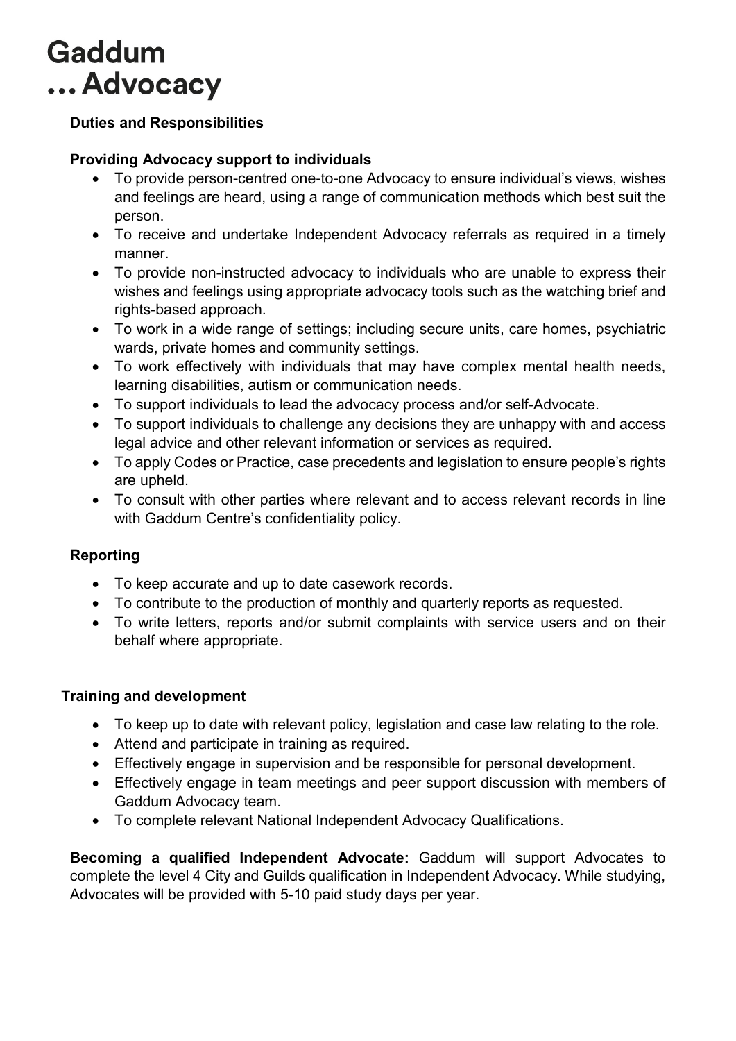## Duties and Responsibilities

### Providing Advocacy support to individuals

- To provide person-centred one-to-one Advocacy to ensure individual's views, wishes and feelings are heard, using a range of communication methods which best suit the person.
- To receive and undertake Independent Advocacy referrals as required in a timely manner.
- To provide non-instructed advocacy to individuals who are unable to express their wishes and feelings using appropriate advocacy tools such as the watching brief and rights-based approach.
- To work in a wide range of settings; including secure units, care homes, psychiatric wards, private homes and community settings.
- To work effectively with individuals that may have complex mental health needs, learning disabilities, autism or communication needs.
- To support individuals to lead the advocacy process and/or self-Advocate.
- To support individuals to challenge any decisions they are unhappy with and access legal advice and other relevant information or services as required.
- To apply Codes or Practice, case precedents and legislation to ensure people's rights are upheld.
- To consult with other parties where relevant and to access relevant records in line with Gaddum Centre's confidentiality policy.

### Reporting

- To keep accurate and up to date casework records.
- To contribute to the production of monthly and quarterly reports as requested.
- To write letters, reports and/or submit complaints with service users and on their behalf where appropriate.

### Training and development

- To keep up to date with relevant policy, legislation and case law relating to the role.
- Attend and participate in training as required.
- Effectively engage in supervision and be responsible for personal development.
- Effectively engage in team meetings and peer support discussion with members of Gaddum Advocacy team.
- To complete relevant National Independent Advocacy Qualifications.

**Becoming a qualified Independent Advocate:** Gaddum will support Advocates to complete the level 4 City and Guilds qualification in Independent Advocacy. While studying, Advocates will be provided with 5-10 paid study days per year.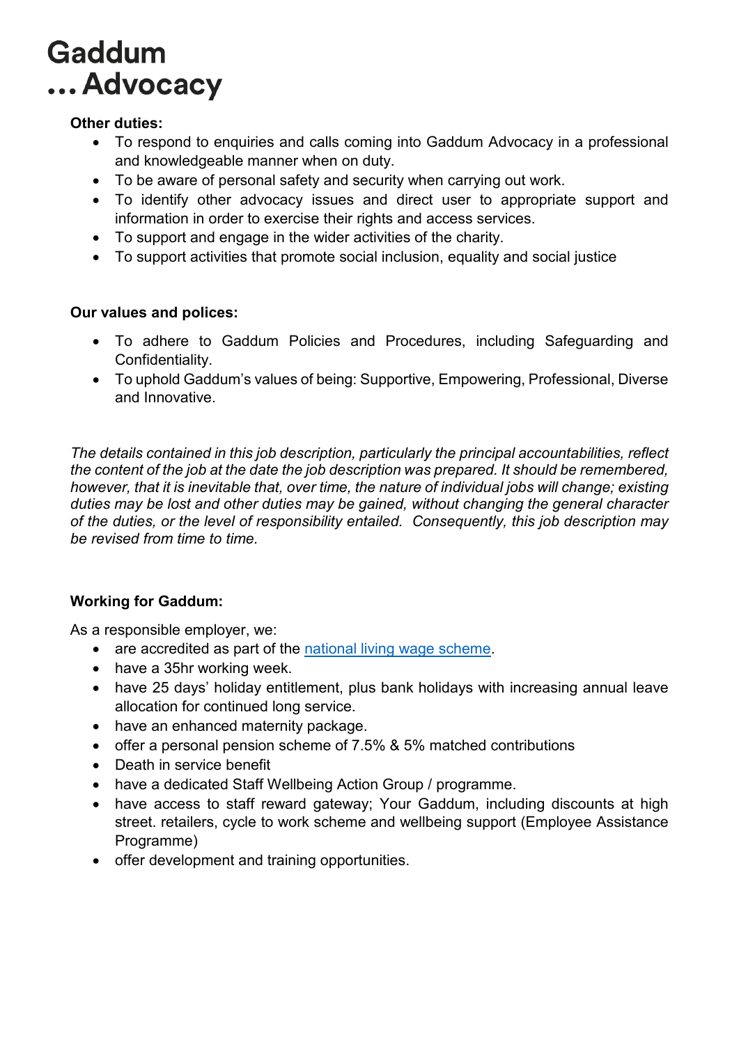**Other duties:**

- To respond to enquiries and calls coming into Gaddum Advocacy in a professional and knowledgeable manner when on duty.
- To be aware of personal safety and security when carrying out work.
- To identify other advocacy issues and direct user to appropriate support and information in order to exercise their rights and access services.
- To support and engage in the wider activities of the charity.
- To support activities that promote social inclusion, equality and social justice

**Our values and polices:**

- To adhere to Gaddum Policies and Procedures, including Safeguarding and Confidentiality.
- To uphold Gaddum's values of being: Supportive, Empowering, Professional, Diverse and Innovative.

*The details contained in this job description, particularly the principal accountabilities, reflect the content of the job at the date the job description was prepared. It should be remembered, however, that it is inevitable that, over time, the nature of individual jobs will change; existing duties may be lost and other duties may be gained, without changing the general character of the duties, or the level of responsibility entailed. Consequently, this job description may be revised from time to time.*

**Working for Gaddum:**

As a responsible employer, we:

- are accredited as part of the national living wage scheme.
- have a 35hr working week.
- have 25 days' holiday entitlement, plus bank holidays with increasing annual leave allocation for continued long service.
- have an enhanced maternity package.
- offer a personal pension scheme of 7.5% & 5% matched contributions
- Death in service benefit
- have a dedicated Staff Wellbeing Action Group / programme.
- have access to staff reward gateway; Your Gaddum, including discounts at high street. retailers, cycle to work scheme and wellbeing support (Employee Assistance Programme)
- offer development and training opportunities.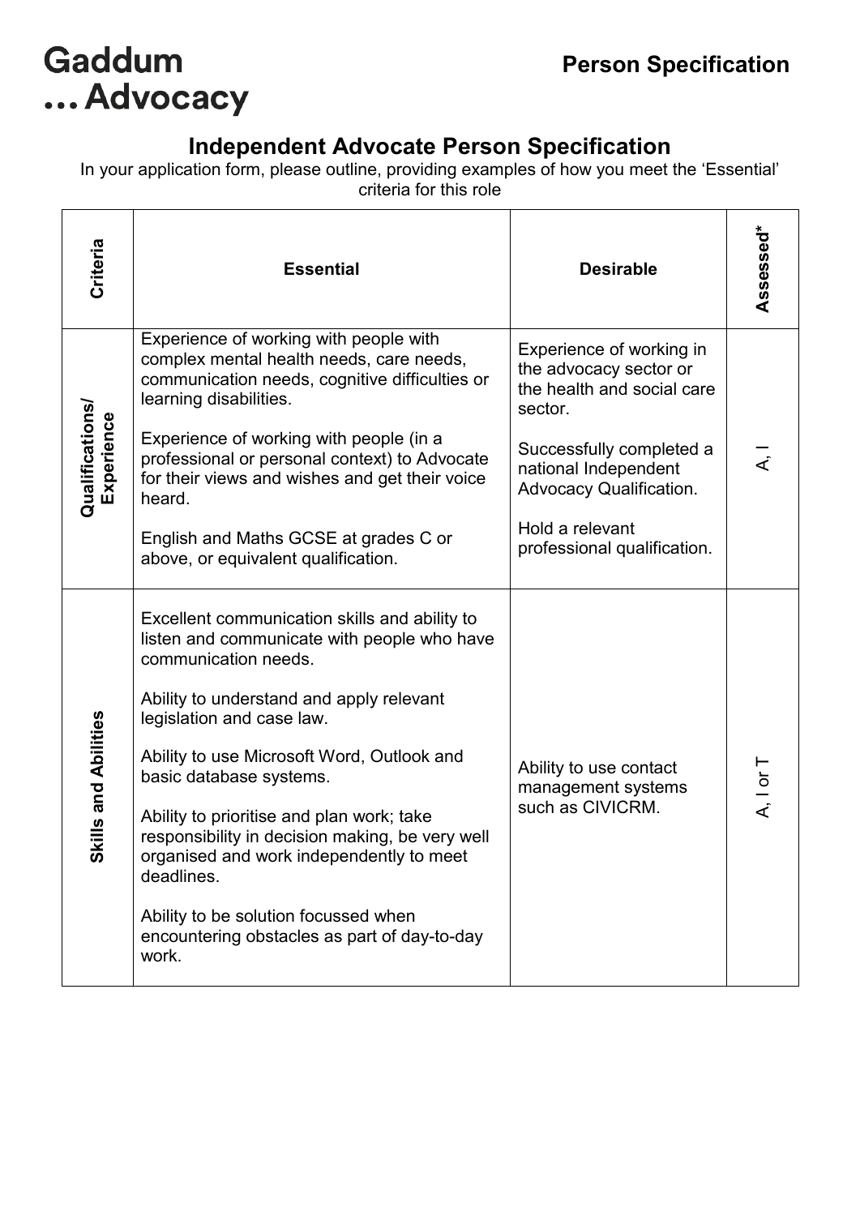# Gaddum … Advocacy

**Person Specification**

## Independent Advocate Person Specification

In your application form, please outline, providing examples of how you meet the 'Essential' criteria for this role

| Criteria | Essential | Desirable | Assessed* |
|---|---|---|---|
| **Qualifications/ Experience** | Experience of working with people with complex mental health needs, care needs, communication needs, cognitive difficulties or learning disabilities.<br><br>Experience of working with people (in a professional or personal context) to Advocate for their views and wishes and get their voice heard.<br><br>English and Maths GCSE at grades C or above, or equivalent qualification. | Experience of working in the advocacy sector or the health and social care sector.<br><br>Successfully completed a national Independent Advocacy Qualification.<br><br>Hold a relevant professional qualification. | A, I |
| **Skills and Abilities** | Excellent communication skills and ability to listen and communicate with people who have communication needs.<br><br>Ability to understand and apply relevant legislation and case law.<br><br>Ability to use Microsoft Word, Outlook and basic database systems.<br><br>Ability to prioritise and plan work; take responsibility in decision making, be very well organised and work independently to meet deadlines.<br><br>Ability to be solution focussed when encountering obstacles as part of day-to-day work. | Ability to use contact management systems such as CIVICRM. | A, I or T |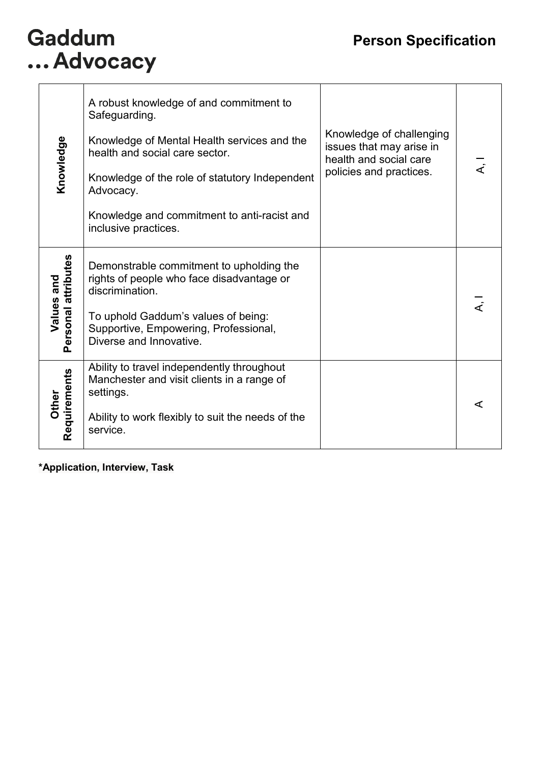# Gaddum … Advocacy

## Person Specification

| | | | |
|---|---|---|---|
| **Knowledge** | A robust knowledge of and commitment to Safeguarding.<br><br>Knowledge of Mental Health services and the health and social care sector.<br><br>Knowledge of the role of statutory Independent Advocacy.<br><br>Knowledge and commitment to anti-racist and inclusive practices. | Knowledge of challenging issues that may arise in health and social care policies and practices. | A, I |
| **Values and Personal attributes** | Demonstrable commitment to upholding the rights of people who face disadvantage or discrimination.<br><br>To uphold Gaddum's values of being: Supportive, Empowering, Professional, Diverse and Innovative. | | A, I |
| **Other Requirements** | Ability to travel independently throughout Manchester and visit clients in a range of settings.<br><br>Ability to work flexibly to suit the needs of the service. | | A |

**\*Application, Interview, Task**